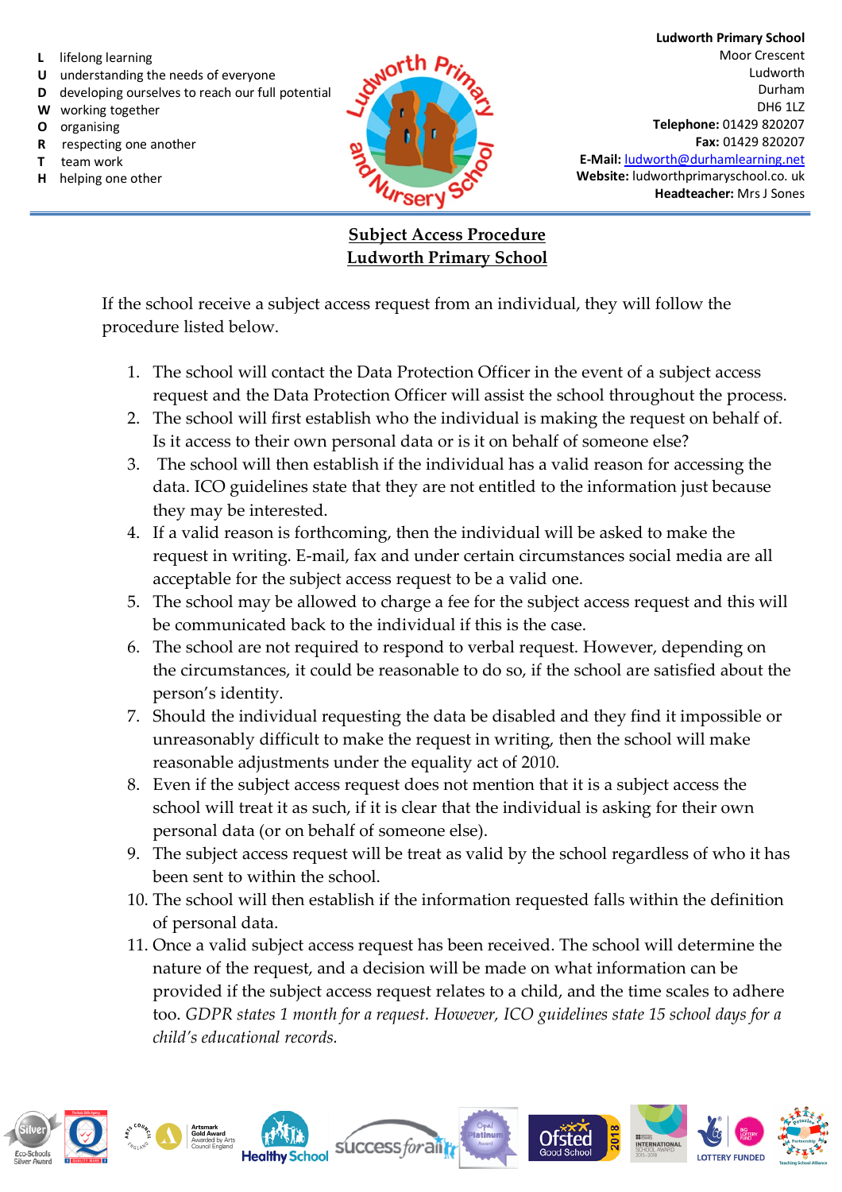- **L** lifelong learning
- **U** understanding the needs of everyone
- **D** developing ourselves to reach our full potential
- **W** working together
- **O** organising
- **R** respecting one another
- **T** team work
- **H** helping one other

**Ludworth Primary School**
Moor Crescent
Ludworth
Durham
DH6 1LZ
**Telephone:** 01429 820207
**Fax:** 01429 820207
**E-Mail:** ludworth@durhamlearning.net
**Website:** ludworthprimaryschool.co. uk
**Headteacher:** Mrs J Sones

# Subject Access Procedure
# Ludworth Primary School

If the school receive a subject access request from an individual, they will follow the procedure listed below.

1. The school will contact the Data Protection Officer in the event of a subject access request and the Data Protection Officer will assist the school throughout the process.
2. The school will first establish who the individual is making the request on behalf of. Is it access to their own personal data or is it on behalf of someone else?
3. The school will then establish if the individual has a valid reason for accessing the data. ICO guidelines state that they are not entitled to the information just because they may be interested.
4. If a valid reason is forthcoming, then the individual will be asked to make the request in writing. E-mail, fax and under certain circumstances social media are all acceptable for the subject access request to be a valid one.
5. The school may be allowed to charge a fee for the subject access request and this will be communicated back to the individual if this is the case.
6. The school are not required to respond to verbal request. However, depending on the circumstances, it could be reasonable to do so, if the school are satisfied about the person's identity.
7. Should the individual requesting the data be disabled and they find it impossible or unreasonably difficult to make the request in writing, then the school will make reasonable adjustments under the equality act of 2010.
8. Even if the subject access request does not mention that it is a subject access the school will treat it as such, if it is clear that the individual is asking for their own personal data (or on behalf of someone else).
9. The subject access request will be treat as valid by the school regardless of who it has been sent to within the school.
10. The school will then establish if the information requested falls within the definition of personal data.
11. Once a valid subject access request has been received. The school will determine the nature of the request, and a decision will be made on what information can be provided if the subject access request relates to a child, and the time scales to adhere too. *GDPR states 1 month for a request. However, ICO guidelines state 15 school days for a child's educational records.*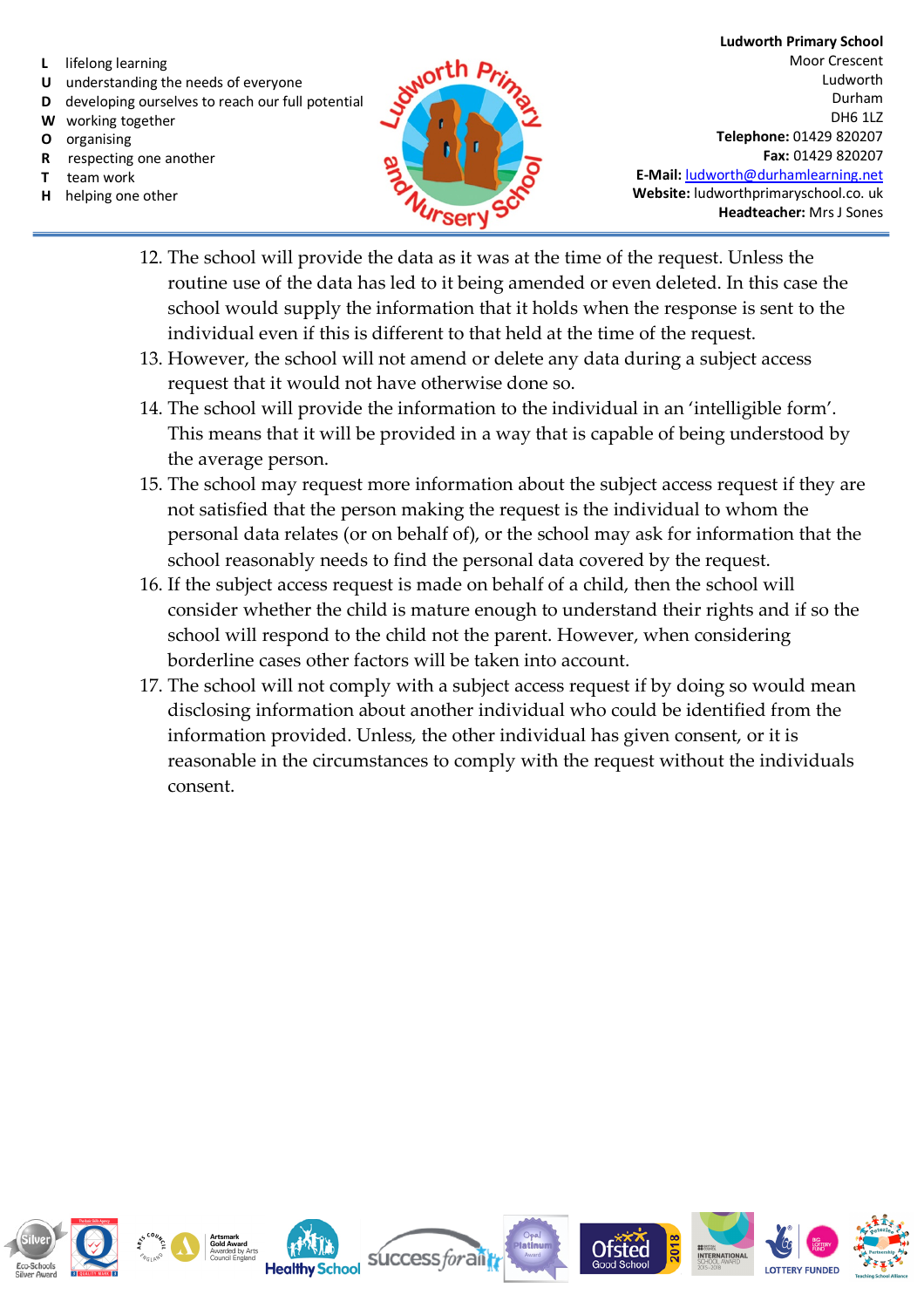12. The school will provide the data as it was at the time of the request. Unless the routine use of the data has led to it being amended or even deleted. In this case the school would supply the information that it holds when the response is sent to the individual even if this is different to that held at the time of the request.
13. However, the school will not amend or delete any data during a subject access request that it would not have otherwise done so.
14. The school will provide the information to the individual in an 'intelligible form'. This means that it will be provided in a way that is capable of being understood by the average person.
15. The school may request more information about the subject access request if they are not satisfied that the person making the request is the individual to whom the personal data relates (or on behalf of), or the school may ask for information that the school reasonably needs to find the personal data covered by the request.
16. If the subject access request is made on behalf of a child, then the school will consider whether the child is mature enough to understand their rights and if so the school will respond to the child not the parent. However, when considering borderline cases other factors will be taken into account.
17. The school will not comply with a subject access request if by doing so would mean disclosing information about another individual who could be identified from the information provided. Unless, the other individual has given consent, or it is reasonable in the circumstances to comply with the request without the individuals consent.